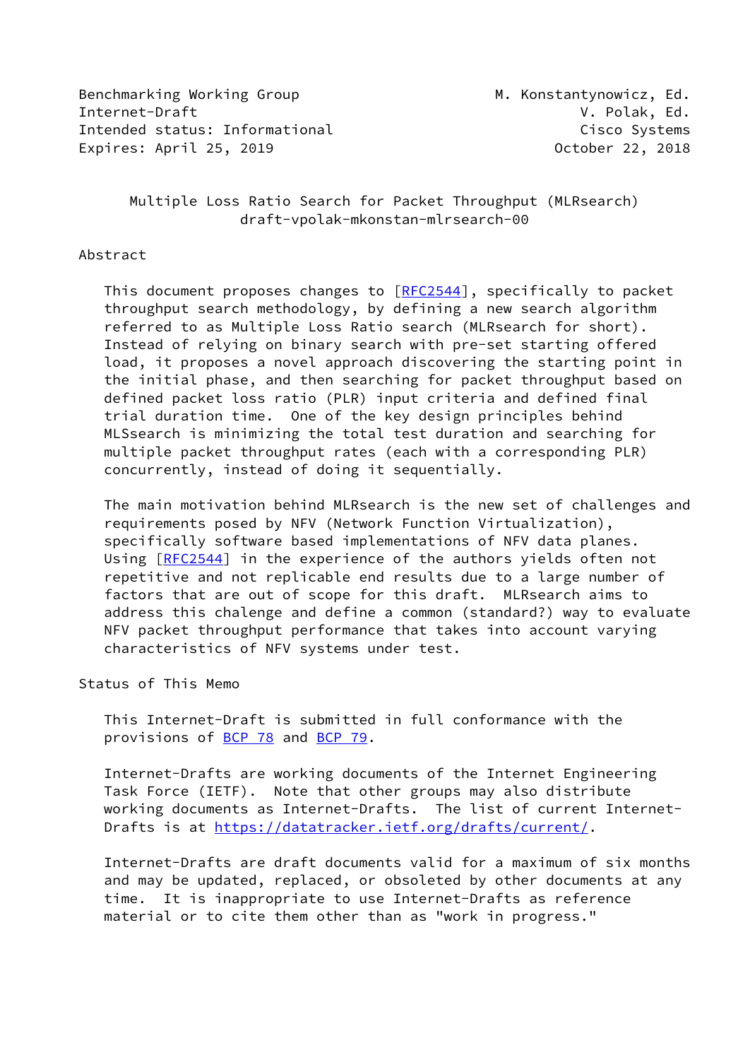Benchmarking Working Group M. Konstantynowicz, Ed.
Internet-Draft V. Polak, Ed.
Intended status: Informational Cisco Systems
Expires: April 25, 2019 October 22, 2018

# Multiple Loss Ratio Search for Packet Throughput (MLRsearch)
draft-vpolak-mkonstan-mlrsearch-00

## Abstract

This document proposes changes to [RFC2544], specifically to packet throughput search methodology, by defining a new search algorithm referred to as Multiple Loss Ratio search (MLRsearch for short). Instead of relying on binary search with pre-set starting offered load, it proposes a novel approach discovering the starting point in the initial phase, and then searching for packet throughput based on defined packet loss ratio (PLR) input criteria and defined final trial duration time. One of the key design principles behind MLSsearch is minimizing the total test duration and searching for multiple packet throughput rates (each with a corresponding PLR) concurrently, instead of doing it sequentially.

The main motivation behind MLRsearch is the new set of challenges and requirements posed by NFV (Network Function Virtualization), specifically software based implementations of NFV data planes. Using [RFC2544] in the experience of the authors yields often not repetitive and not replicable end results due to a large number of factors that are out of scope for this draft. MLRsearch aims to address this chalenge and define a common (standard?) way to evaluate NFV packet throughput performance that takes into account varying characteristics of NFV systems under test.

## Status of This Memo

This Internet-Draft is submitted in full conformance with the provisions of BCP 78 and BCP 79.

Internet-Drafts are working documents of the Internet Engineering Task Force (IETF). Note that other groups may also distribute working documents as Internet-Drafts. The list of current Internet-Drafts is at https://datatracker.ietf.org/drafts/current/.

Internet-Drafts are draft documents valid for a maximum of six months and may be updated, replaced, or obsoleted by other documents at any time. It is inappropriate to use Internet-Drafts as reference material or to cite them other than as "work in progress."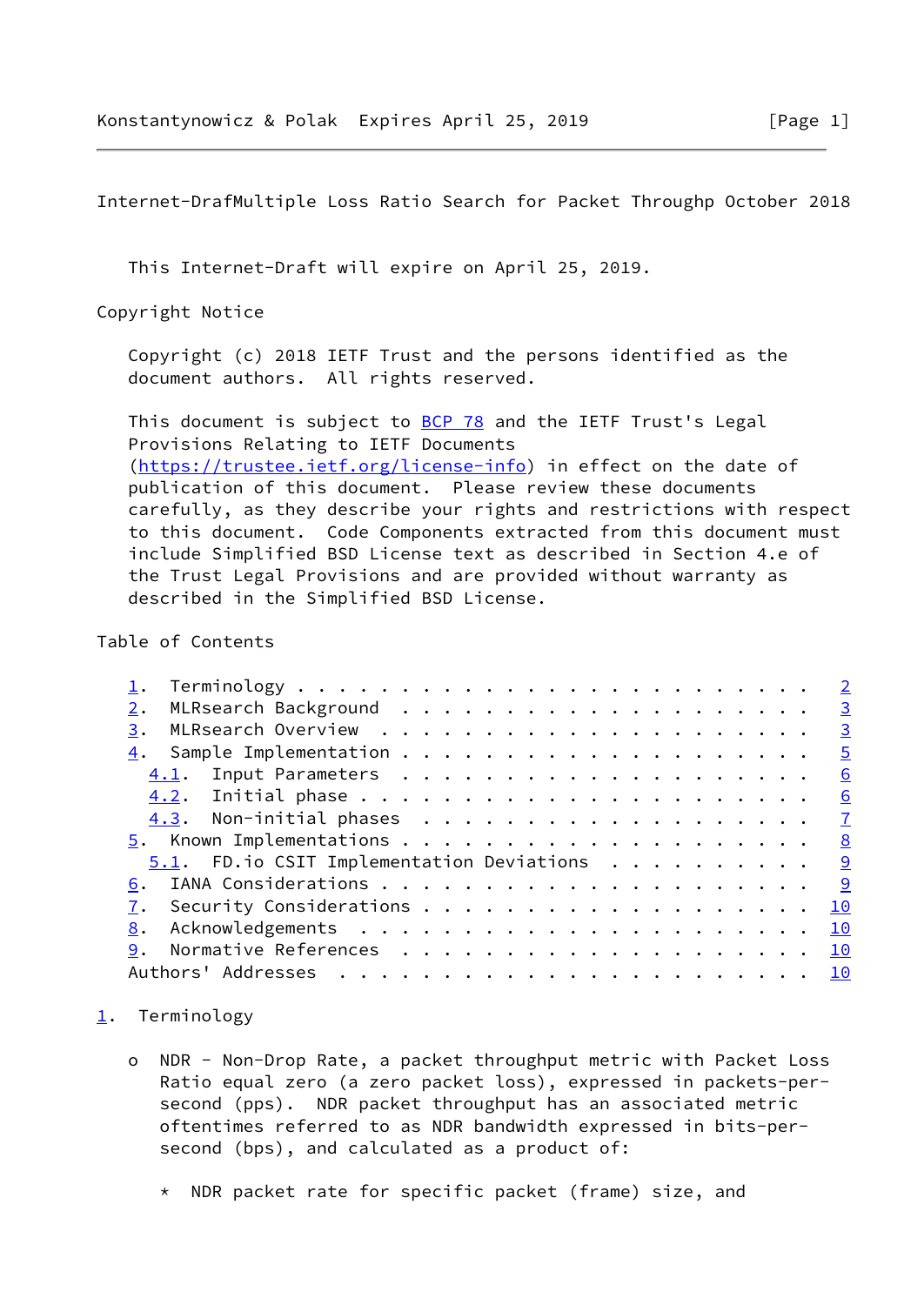This Internet-Draft will expire on April 25, 2019.

Copyright Notice

Copyright (c) 2018 IETF Trust and the persons identified as the document authors. All rights reserved.

This document is subject to BCP 78 and the IETF Trust's Legal Provisions Relating to IETF Documents (https://trustee.ietf.org/license-info) in effect on the date of publication of this document. Please review these documents carefully, as they describe your rights and restrictions with respect to this document. Code Components extracted from this document must include Simplified BSD License text as described in Section 4.e of the Trust Legal Provisions and are provided without warranty as described in the Simplified BSD License.

Table of Contents

```
   1.  Terminology . . . . . . . . . . . . . . . . . . . . . . . .   2
   2.  MLRsearch Background  . . . . . . . . . . . . . . . . . . .   3
   3.  MLRsearch Overview  . . . . . . . . . . . . . . . . . . . .   3
   4.  Sample Implementation . . . . . . . . . . . . . . . . . . .   5
     4.1.  Input Parameters  . . . . . . . . . . . . . . . . . . .   6
     4.2.  Initial phase . . . . . . . . . . . . . . . . . . . . .   6
     4.3.  Non-initial phases  . . . . . . . . . . . . . . . . . .   7
   5.  Known Implementations . . . . . . . . . . . . . . . . . . .   8
     5.1.  FD.io CSIT Implementation Deviations  . . . . . . . . .   9
   6.  IANA Considerations . . . . . . . . . . . . . . . . . . . .   9
   7.  Security Considerations . . . . . . . . . . . . . . . . . .  10
   8.  Acknowledgements  . . . . . . . . . . . . . . . . . . . . .  10
   9.  Normative References  . . . . . . . . . . . . . . . . . . .  10
   Authors' Addresses  . . . . . . . . . . . . . . . . . . . . . .  10
```

## 1. Terminology

- NDR - Non-Drop Rate, a packet throughput metric with Packet Loss Ratio equal zero (a zero packet loss), expressed in packets-per-second (pps). NDR packet throughput has an associated metric oftentimes referred to as NDR bandwidth expressed in bits-per-second (bps), and calculated as a product of:
  - NDR packet rate for specific packet (frame) size, and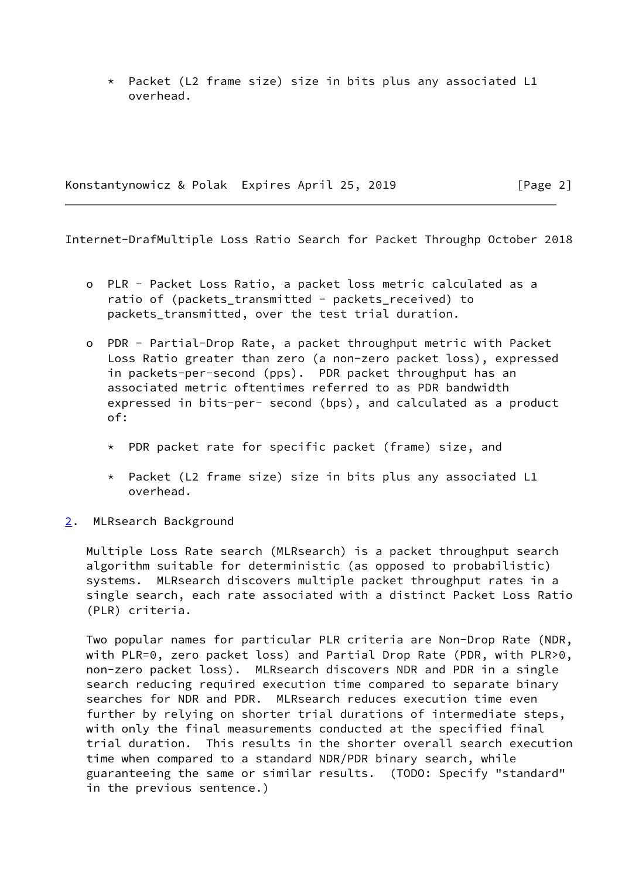* Packet (L2 frame size) size in bits plus any associated L1 overhead.

- PLR - Packet Loss Ratio, a packet loss metric calculated as a ratio of (packets_transmitted - packets_received) to packets_transmitted, over the test trial duration.

- PDR - Partial-Drop Rate, a packet throughput metric with Packet Loss Ratio greater than zero (a non-zero packet loss), expressed in packets-per-second (pps). PDR packet throughput has an associated metric oftentimes referred to as PDR bandwidth expressed in bits-per- second (bps), and calculated as a product of:

   * PDR packet rate for specific packet (frame) size, and

   * Packet (L2 frame size) size in bits plus any associated L1 overhead.

## 2. MLRsearch Background

Multiple Loss Rate search (MLRsearch) is a packet throughput search algorithm suitable for deterministic (as opposed to probabilistic) systems. MLRsearch discovers multiple packet throughput rates in a single search, each rate associated with a distinct Packet Loss Ratio (PLR) criteria.

Two popular names for particular PLR criteria are Non-Drop Rate (NDR, with PLR=0, zero packet loss) and Partial Drop Rate (PDR, with PLR>0, non-zero packet loss). MLRsearch discovers NDR and PDR in a single search reducing required execution time compared to separate binary searches for NDR and PDR. MLRsearch reduces execution time even further by relying on shorter trial durations of intermediate steps, with only the final measurements conducted at the specified final trial duration. This results in the shorter overall search execution time when compared to a standard NDR/PDR binary search, while guaranteeing the same or similar results. (TODO: Specify "standard" in the previous sentence.)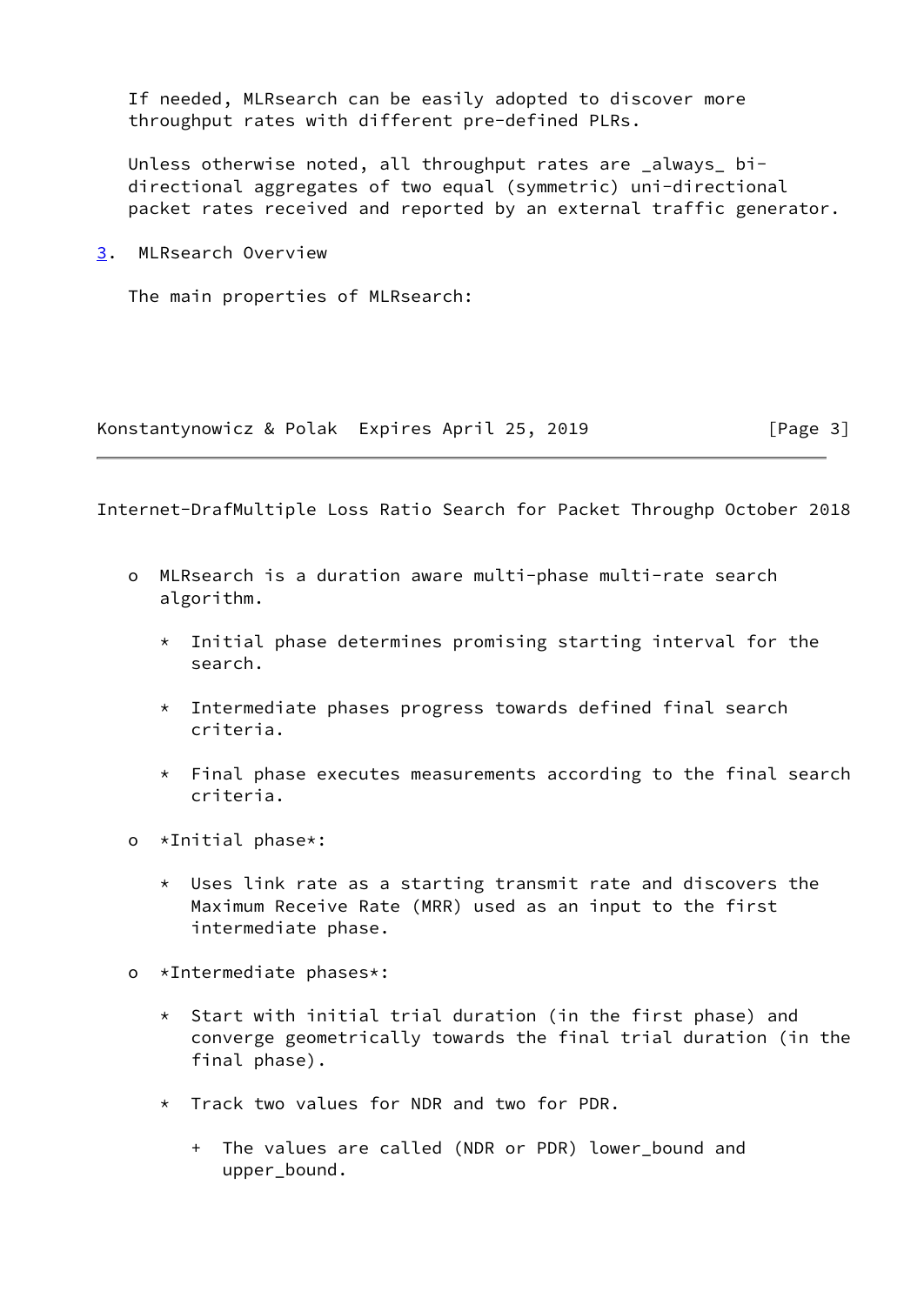If needed, MLRsearch can be easily adopted to discover more throughput rates with different pre-defined PLRs.

Unless otherwise noted, all throughput rates are _always_ bi-directional aggregates of two equal (symmetric) uni-directional packet rates received and reported by an external traffic generator.

## 3. MLRsearch Overview

The main properties of MLRsearch:

- MLRsearch is a duration aware multi-phase multi-rate search algorithm.
  - Initial phase determines promising starting interval for the search.
  - Intermediate phases progress towards defined final search criteria.
  - Final phase executes measurements according to the final search criteria.
- *Initial phase*:
  - Uses link rate as a starting transmit rate and discovers the Maximum Receive Rate (MRR) used as an input to the first intermediate phase.
- *Intermediate phases*:
  - Start with initial trial duration (in the first phase) and converge geometrically towards the final trial duration (in the final phase).
  - Track two values for NDR and two for PDR.
    - The values are called (NDR or PDR) lower_bound and upper_bound.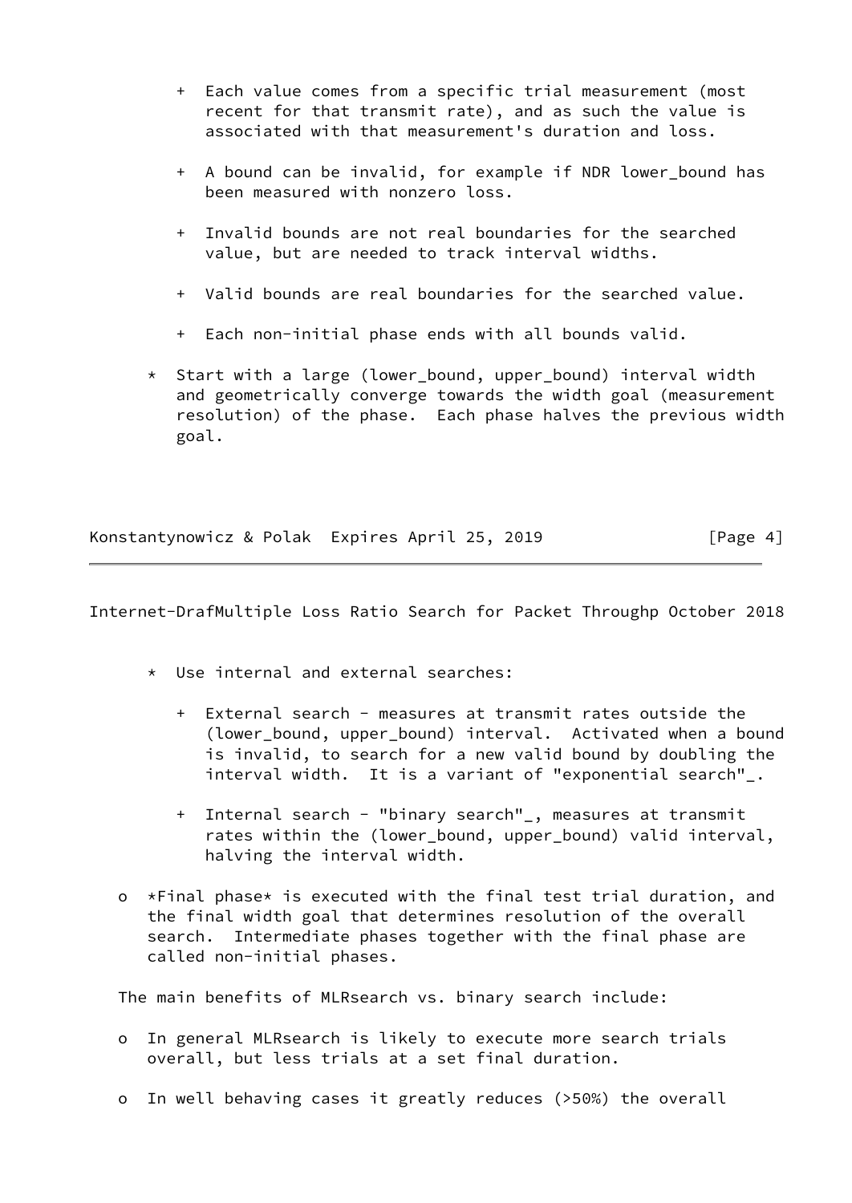+ Each value comes from a specific trial measurement (most recent for that transmit rate), and as such the value is associated with that measurement's duration and loss.

      + A bound can be invalid, for example if NDR lower_bound has been measured with nonzero loss.

      + Invalid bounds are not real boundaries for the searched value, but are needed to track interval widths.

      + Valid bounds are real boundaries for the searched value.

      + Each non-initial phase ends with all bounds valid.

   * Start with a large (lower_bound, upper_bound) interval width and geometrically converge towards the width goal (measurement resolution) of the phase. Each phase halves the previous width goal.

   * Use internal and external searches:

      + External search - measures at transmit rates outside the (lower_bound, upper_bound) interval. Activated when a bound is invalid, to search for a new valid bound by doubling the interval width. It is a variant of "exponential search"_.

      + Internal search - "binary search"_, measures at transmit rates within the (lower_bound, upper_bound) valid interval, halving the interval width.

- *Final phase* is executed with the final test trial duration, and the final width goal that determines resolution of the overall search. Intermediate phases together with the final phase are called non-initial phases.

The main benefits of MLRsearch vs. binary search include:

- In general MLRsearch is likely to execute more search trials overall, but less trials at a set final duration.

- In well behaving cases it greatly reduces (>50%) the overall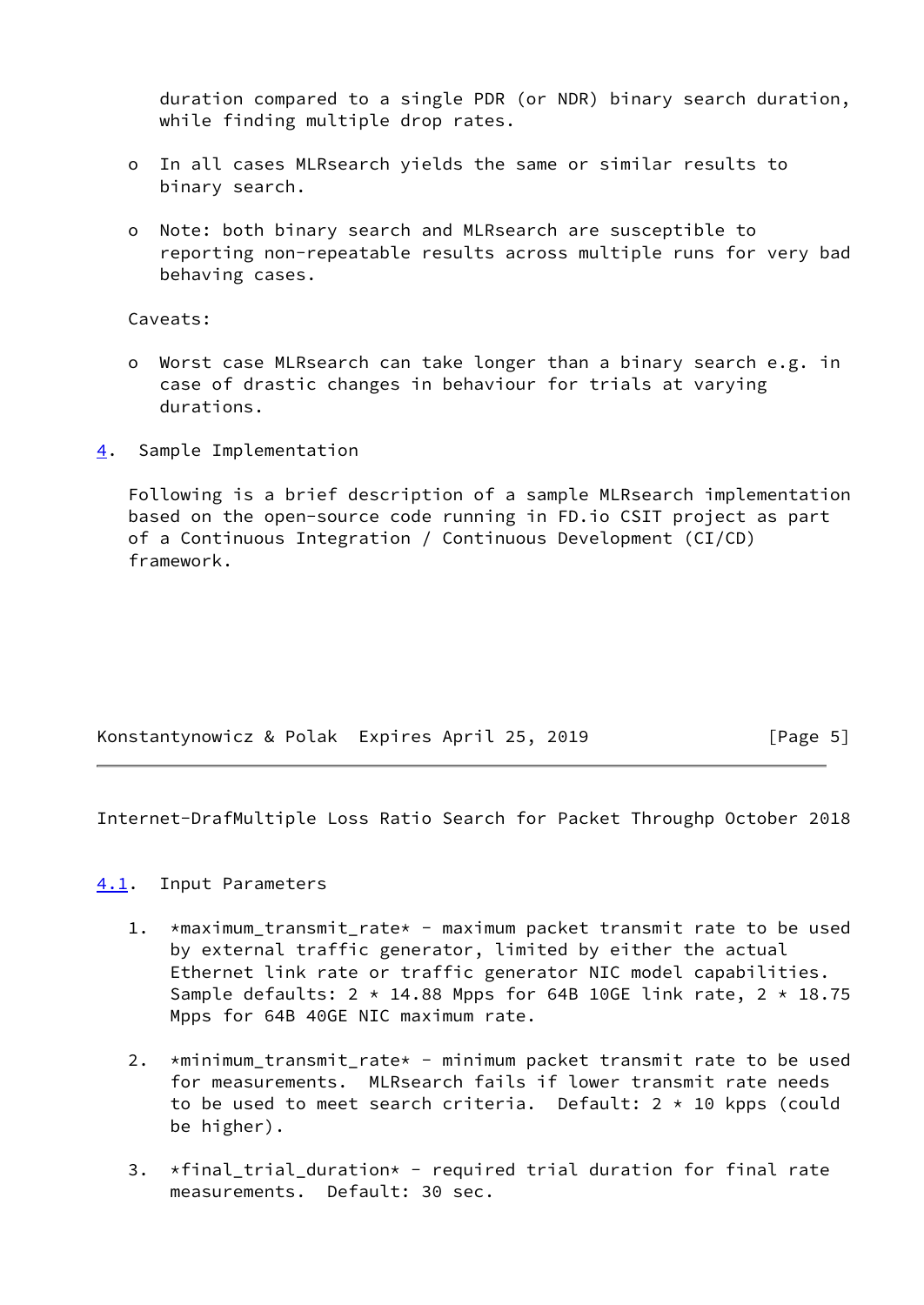duration compared to a single PDR (or NDR) binary search duration, while finding multiple drop rates.

- In all cases MLRsearch yields the same or similar results to binary search.

- Note: both binary search and MLRsearch are susceptible to reporting non-repeatable results across multiple runs for very bad behaving cases.

Caveats:

- Worst case MLRsearch can take longer than a binary search e.g. in case of drastic changes in behaviour for trials at varying durations.

## 4. Sample Implementation

Following is a brief description of a sample MLRsearch implementation based on the open-source code running in FD.io CSIT project as part of a Continuous Integration / Continuous Development (CI/CD) framework.

### 4.1. Input Parameters

1. *maximum_transmit_rate* - maximum packet transmit rate to be used by external traffic generator, limited by either the actual Ethernet link rate or traffic generator NIC model capabilities. Sample defaults: 2 * 14.88 Mpps for 64B 10GE link rate, 2 * 18.75 Mpps for 64B 40GE NIC maximum rate.

2. *minimum_transmit_rate* - minimum packet transmit rate to be used for measurements. MLRsearch fails if lower transmit rate needs to be used to meet search criteria. Default: 2 * 10 kpps (could be higher).

3. *final_trial_duration* - required trial duration for final rate measurements. Default: 30 sec.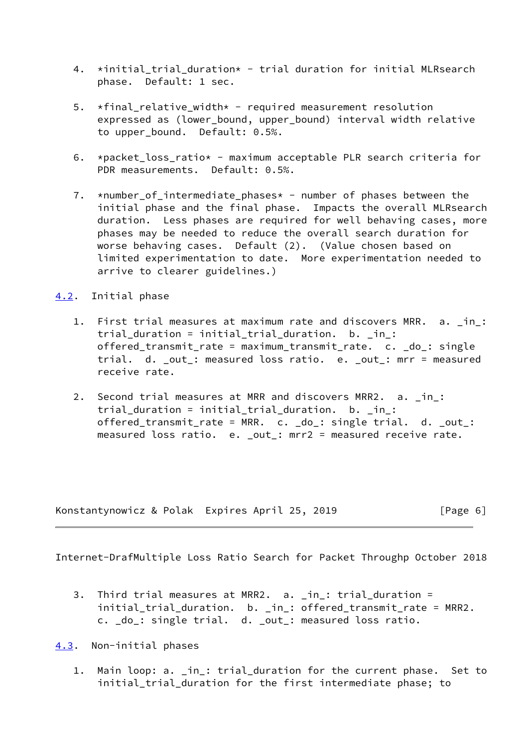4. *initial_trial_duration* - trial duration for initial MLRsearch phase. Default: 1 sec.

5. *final_relative_width* - required measurement resolution expressed as (lower_bound, upper_bound) interval width relative to upper_bound. Default: 0.5%.

6. *packet_loss_ratio* - maximum acceptable PLR search criteria for PDR measurements. Default: 0.5%.

7. *number_of_intermediate_phases* - number of phases between the initial phase and the final phase. Impacts the overall MLRsearch duration. Less phases are required for well behaving cases, more phases may be needed to reduce the overall search duration for worse behaving cases. Default (2). (Value chosen based on limited experimentation to date. More experimentation needed to arrive to clearer guidelines.)

## 4.2. Initial phase

1. First trial measures at maximum rate and discovers MRR. a. _in_: trial_duration = initial_trial_duration. b. _in_: offered_transmit_rate = maximum_transmit_rate. c. _do_: single trial. d. _out_: measured loss ratio. e. _out_: mrr = measured receive rate.

2. Second trial measures at MRR and discovers MRR2. a. _in_: trial_duration = initial_trial_duration. b. _in_: offered_transmit_rate = MRR. c. _do_: single trial. d. _out_: measured loss ratio. e. _out_: mrr2 = measured receive rate.

3. Third trial measures at MRR2. a. _in_: trial_duration = initial_trial_duration. b. _in_: offered_transmit_rate = MRR2. c. _do_: single trial. d. _out_: measured loss ratio.

## 4.3. Non-initial phases

1. Main loop: a. _in_: trial_duration for the current phase. Set to initial_trial_duration for the first intermediate phase; to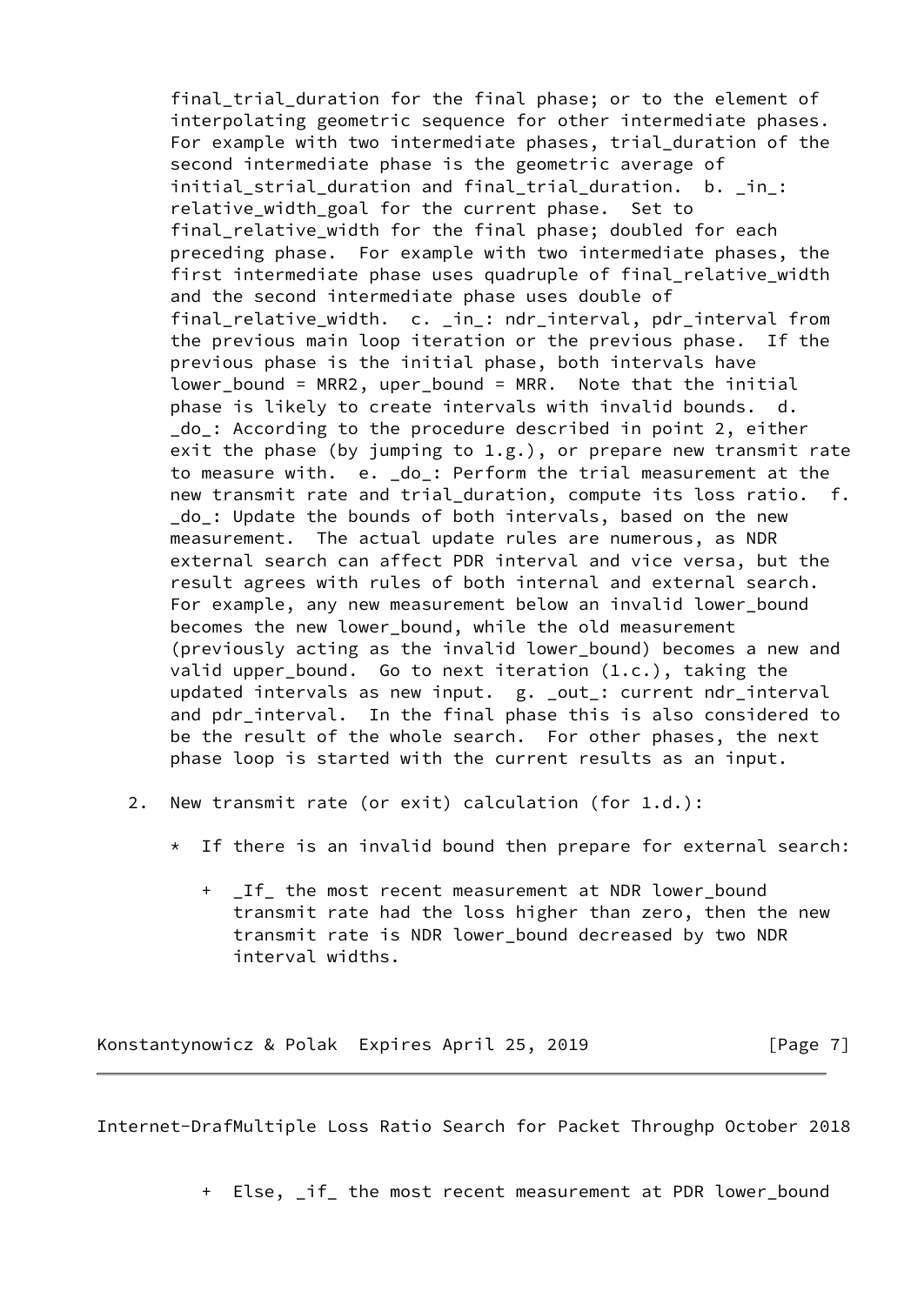final_trial_duration for the final phase; or to the element of interpolating geometric sequence for other intermediate phases. For example with two intermediate phases, trial_duration of the second intermediate phase is the geometric average of initial_strial_duration and final_trial_duration. b. _in_: relative_width_goal for the current phase. Set to final_relative_width for the final phase; doubled for each preceding phase. For example with two intermediate phases, the first intermediate phase uses quadruple of final_relative_width and the second intermediate phase uses double of final_relative_width. c. _in_: ndr_interval, pdr_interval from the previous main loop iteration or the previous phase. If the previous phase is the initial phase, both intervals have lower_bound = MRR2, uper_bound = MRR. Note that the initial phase is likely to create intervals with invalid bounds. d. _do_: According to the procedure described in point 2, either exit the phase (by jumping to 1.g.), or prepare new transmit rate to measure with. e. _do_: Perform the trial measurement at the new transmit rate and trial_duration, compute its loss ratio. f. _do_: Update the bounds of both intervals, based on the new measurement. The actual update rules are numerous, as NDR external search can affect PDR interval and vice versa, but the result agrees with rules of both internal and external search. For example, any new measurement below an invalid lower_bound becomes the new lower_bound, while the old measurement (previously acting as the invalid lower_bound) becomes a new and valid upper_bound. Go to next iteration (1.c.), taking the updated intervals as new input. g. _out_: current ndr_interval and pdr_interval. In the final phase this is also considered to be the result of the whole search. For other phases, the next phase loop is started with the current results as an input.

2. New transmit rate (or exit) calculation (for 1.d.):

   * If there is an invalid bound then prepare for external search:

     + _If_ the most recent measurement at NDR lower_bound transmit rate had the loss higher than zero, then the new transmit rate is NDR lower_bound decreased by two NDR interval widths.

     + Else, _if_ the most recent measurement at PDR lower_bound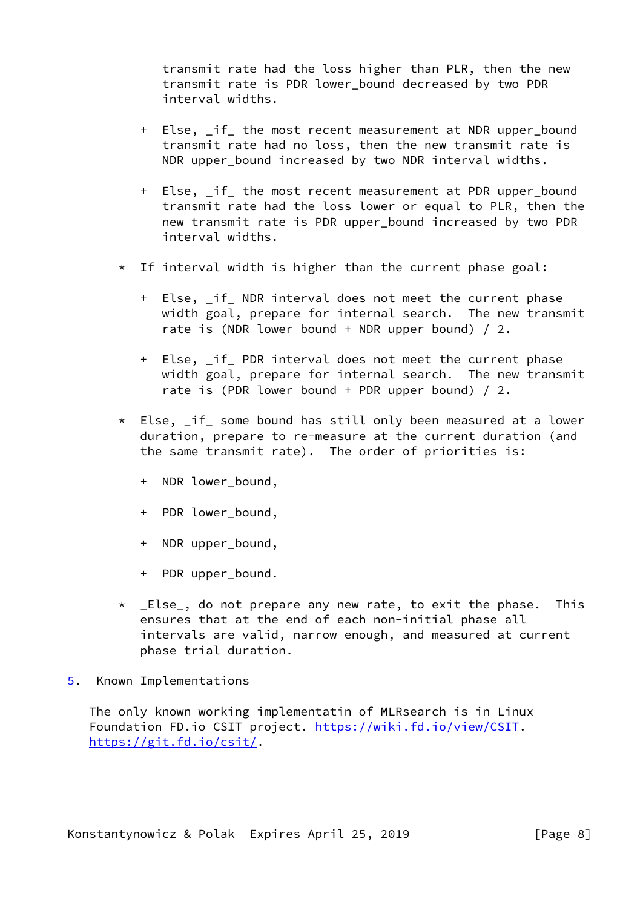transmit rate had the loss higher than PLR, then the new transmit rate is PDR lower_bound decreased by two PDR interval widths.

    + Else, _if_ the most recent measurement at NDR upper_bound transmit rate had no loss, then the new transmit rate is NDR upper_bound increased by two NDR interval widths.

    + Else, _if_ the most recent measurement at PDR upper_bound transmit rate had the loss lower or equal to PLR, then the new transmit rate is PDR upper_bound increased by two PDR interval widths.

  * If interval width is higher than the current phase goal:

    + Else, _if_ NDR interval does not meet the current phase width goal, prepare for internal search. The new transmit rate is (NDR lower bound + NDR upper bound) / 2.

    + Else, _if_ PDR interval does not meet the current phase width goal, prepare for internal search. The new transmit rate is (PDR lower bound + PDR upper bound) / 2.

  * Else, _if_ some bound has still only been measured at a lower duration, prepare to re-measure at the current duration (and the same transmit rate). The order of priorities is:

    + NDR lower_bound,

    + PDR lower_bound,

    + NDR upper_bound,

    + PDR upper_bound.

  * _Else_, do not prepare any new rate, to exit the phase. This ensures that at the end of each non-initial phase all intervals are valid, narrow enough, and measured at current phase trial duration.

## 5. Known Implementations

The only known working implementatin of MLRsearch is in Linux Foundation FD.io CSIT project. https://wiki.fd.io/view/CSIT. https://git.fd.io/csit/.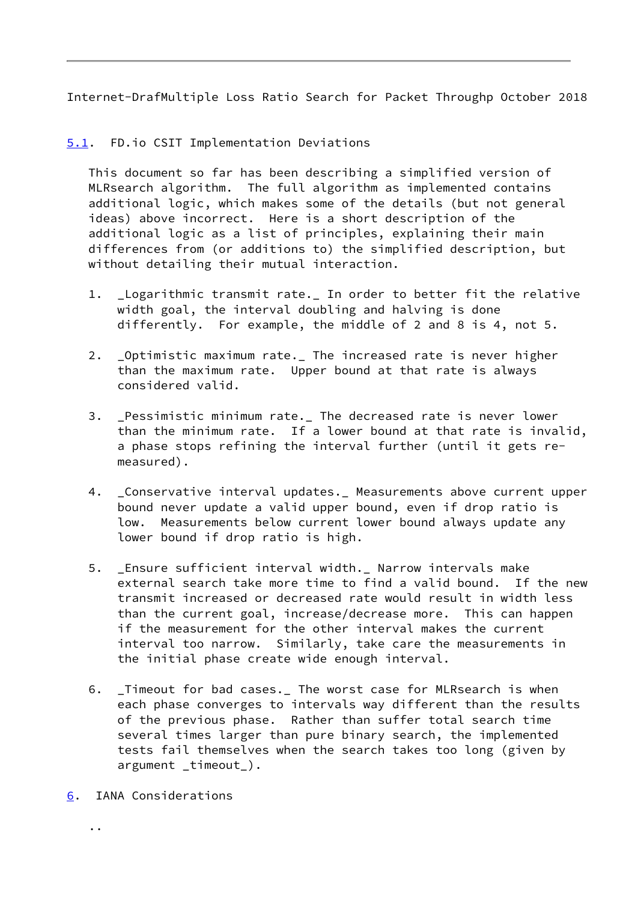### 5.1. FD.io CSIT Implementation Deviations

This document so far has been describing a simplified version of MLRsearch algorithm. The full algorithm as implemented contains additional logic, which makes some of the details (but not general ideas) above incorrect. Here is a short description of the additional logic as a list of principles, explaining their main differences from (or additions to) the simplified description, but without detailing their mutual interaction.

1. _Logarithmic transmit rate._ In order to better fit the relative width goal, the interval doubling and halving is done differently. For example, the middle of 2 and 8 is 4, not 5.

2. _Optimistic maximum rate._ The increased rate is never higher than the maximum rate. Upper bound at that rate is always considered valid.

3. _Pessimistic minimum rate._ The decreased rate is never lower than the minimum rate. If a lower bound at that rate is invalid, a phase stops refining the interval further (until it gets re-measured).

4. _Conservative interval updates._ Measurements above current upper bound never update a valid upper bound, even if drop ratio is low. Measurements below current lower bound always update any lower bound if drop ratio is high.

5. _Ensure sufficient interval width._ Narrow intervals make external search take more time to find a valid bound. If the new transmit increased or decreased rate would result in width less than the current goal, increase/decrease more. This can happen if the measurement for the other interval makes the current interval too narrow. Similarly, take care the measurements in the initial phase create wide enough interval.

6. _Timeout for bad cases._ The worst case for MLRsearch is when each phase converges to intervals way different than the results of the previous phase. Rather than suffer total search time several times larger than pure binary search, the implemented tests fail themselves when the search takes too long (given by argument _timeout_).

## 6. IANA Considerations

..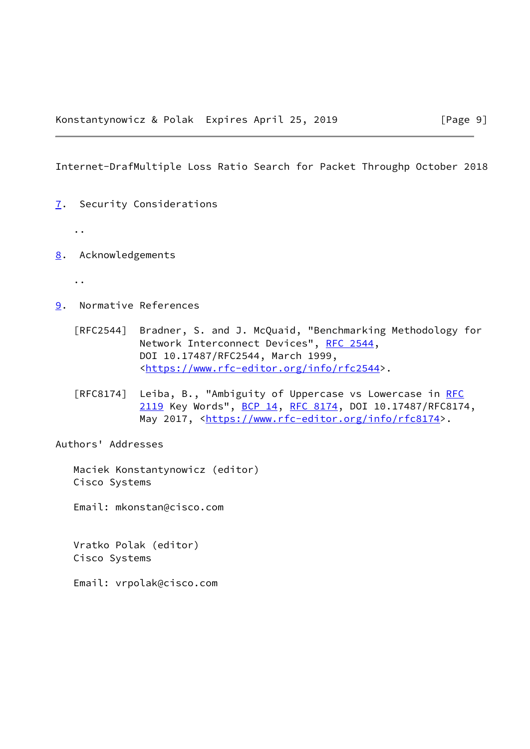## 7. Security Considerations

..

## 8. Acknowledgements

..

## 9. Normative References

[RFC2544] Bradner, S. and J. McQuaid, "Benchmarking Methodology for Network Interconnect Devices", RFC 2544, DOI 10.17487/RFC2544, March 1999, <https://www.rfc-editor.org/info/rfc2544>.

[RFC8174] Leiba, B., "Ambiguity of Uppercase vs Lowercase in RFC 2119 Key Words", BCP 14, RFC 8174, DOI 10.17487/RFC8174, May 2017, <https://www.rfc-editor.org/info/rfc8174>.

## Authors' Addresses

Maciek Konstantynowicz (editor)
Cisco Systems

Email: mkonstan@cisco.com

Vratko Polak (editor)
Cisco Systems

Email: vrpolak@cisco.com